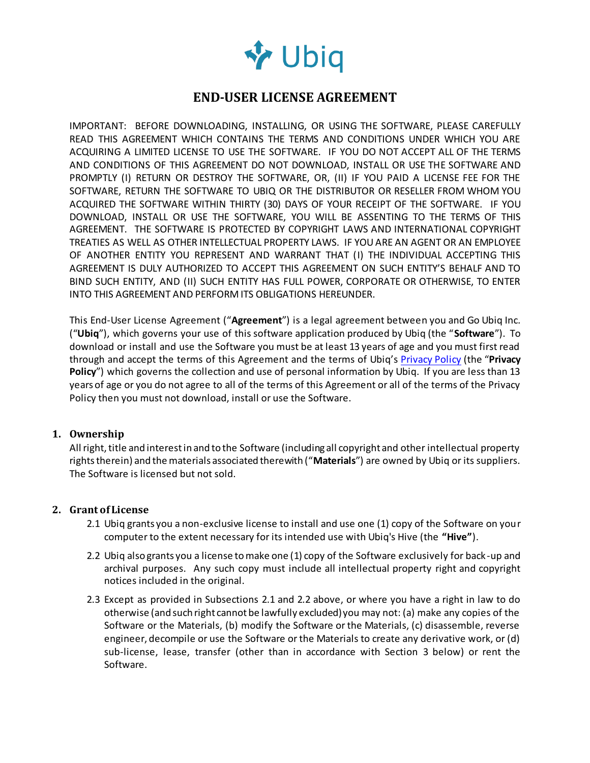Ubiq

# END-USER LICENSE AGREEMENT

IMPORTANT: BEFORE DOWNLOADING, INSTALLING, OR USING THE SOFTWARE, PLEASE CAREFULLY READ THIS AGREEMENT WHICH CONTAINS THE TERMS AND CONDITIONS UNDER WHICH YOU ARE ACQUIRING A LIMITED LICENSE TO USE THE SOFTWARE. IF YOU DO NOT ACCEPT ALL OF THE TERMS AND CONDITIONS OF THIS AGREEMENT DO NOT DOWNLOAD, INSTALL OR USE THE SOFTWARE AND PROMPTLY (I) RETURN OR DESTROY THE SOFTWARE, OR, (II) IF YOU PAID A LICENSE FEE FOR THE SOFTWARE, RETURN THE SOFTWARE TO UBIQ OR THE DISTRIBUTOR OR RESELLER FROM WHOM YOU ACQUIRED THE SOFTWARE WITHIN THIRTY (30) DAYS OF YOUR RECEIPT OF THE SOFTWARE. IF YOU DOWNLOAD, INSTALL OR USE THE SOFTWARE, YOU WILL BE ASSENTING TO THE TERMS OF THIS AGREEMENT. THE SOFTWARE IS PROTECTED BY COPYRIGHT LAWS AND INTERNATIONAL COPYRIGHT TREATIES AS WELL AS OTHER INTELLECTUAL PROPERTY LAWS. IF YOU ARE AN AGENT OR AN EMPLOYEE OF ANOTHER ENTITY YOU REPRESENT AND WARRANT THAT (I) THE INDIVIDUAL ACCEPTING THIS AGREEMENT IS DULY AUTHORIZED TO ACCEPT THIS AGREEMENT ON SUCH ENTITY'S BEHALF AND TO BIND SUCH ENTITY, AND (II) SUCH ENTITY HAS FULL POWER, CORPORATE OR OTHERWISE, TO ENTER INTO THIS AGREEMENT AND PERFORM ITS OBLIGATIONS HEREUNDER.

This End-User License Agreement ("**Agreement**") is a legal agreement between you and Go Ubiq Inc. ("**Ubiq**"), which governs your use of this software application produced by Ubiq (the "**Software**"). To download or install and use the Software you must be at least 13 years of age and you must first read through and accept the terms of this Agreement and the terms of Ubiq's Privacy Policy (the "**Privacy Policy**") which governs the collection and use of personal information by Ubiq. If you are less than 13 years of age or you do not agree to all of the terms of this Agreement or all of the terms of the Privacy Policy then you must not download, install or use the Software.

## 1. Ownership

All right, title and interest in and to the Software (including all copyright and other intellectual property rights therein) and the materials associated therewith ("**Materials**") are owned by Ubiq or its suppliers. The Software is licensed but not sold.

## 2. Grant of License

2.1 Ubiq grants you a non-exclusive license to install and use one (1) copy of the Software on your computer to the extent necessary for its intended use with Ubiq's Hive (the **"Hive"**).

2.2 Ubiq also grants you a license to make one (1) copy of the Software exclusively for back-up and archival purposes. Any such copy must include all intellectual property right and copyright notices included in the original.

2.3 Except as provided in Subsections 2.1 and 2.2 above, or where you have a right in law to do otherwise (and such right cannot be lawfully excluded) you may not: (a) make any copies of the Software or the Materials, (b) modify the Software or the Materials, (c) disassemble, reverse engineer, decompile or use the Software or the Materials to create any derivative work, or (d) sub-license, lease, transfer (other than in accordance with Section 3 below) or rent the Software.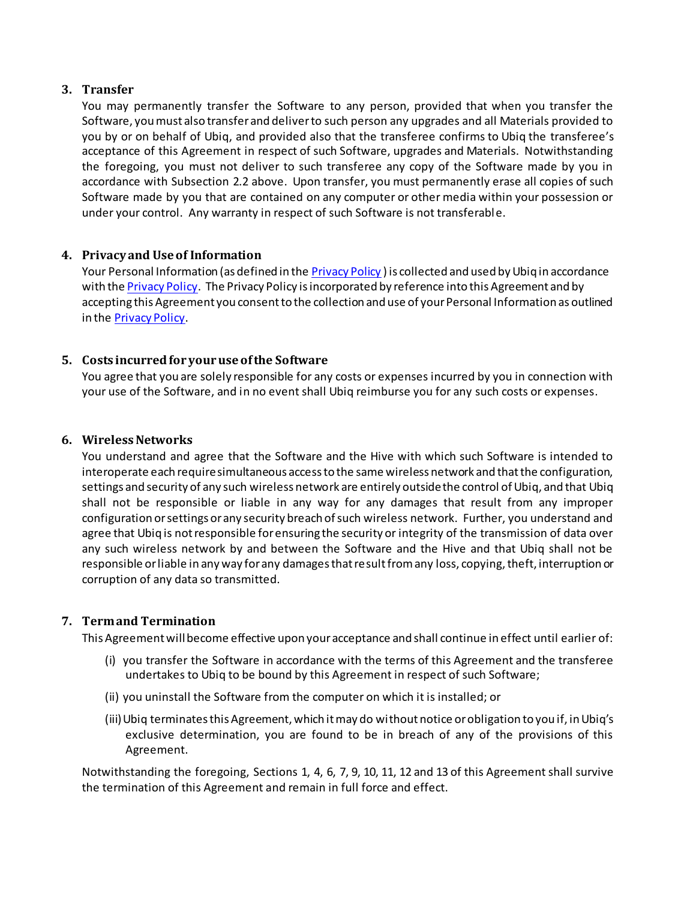## 3. Transfer

You may permanently transfer the Software to any person, provided that when you transfer the Software, you must also transfer and deliver to such person any upgrades and all Materials provided to you by or on behalf of Ubiq, and provided also that the transferee confirms to Ubiq the transferee's acceptance of this Agreement in respect of such Software, upgrades and Materials. Notwithstanding the foregoing, you must not deliver to such transferee any copy of the Software made by you in accordance with Subsection 2.2 above. Upon transfer, you must permanently erase all copies of such Software made by you that are contained on any computer or other media within your possession or under your control. Any warranty in respect of such Software is not transferable.

## 4. Privacy and Use of Information

Your Personal Information (as defined in the Privacy Policy ) is collected and used by Ubiq in accordance with the Privacy Policy. The Privacy Policy is incorporated by reference into this Agreement and by accepting this Agreement you consent to the collection and use of your Personal Information as outlined in the Privacy Policy.

## 5. Costs incurred for your use of the Software

You agree that you are solely responsible for any costs or expenses incurred by you in connection with your use of the Software, and in no event shall Ubiq reimburse you for any such costs or expenses.

## 6. Wireless Networks

You understand and agree that the Software and the Hive with which such Software is intended to interoperate each require simultaneous access to the same wireless network and that the configuration, settings and security of any such wireless network are entirely outside the control of Ubiq, and that Ubiq shall not be responsible or liable in any way for any damages that result from any improper configuration or settings or any security breach of such wireless network. Further, you understand and agree that Ubiq is not responsible for ensuring the security or integrity of the transmission of data over any such wireless network by and between the Software and the Hive and that Ubiq shall not be responsible or liable in any way for any damages that result from any loss, copying, theft, interruption or corruption of any data so transmitted.

## 7. Term and Termination

This Agreement will become effective upon your acceptance and shall continue in effect until earlier of:

(i) you transfer the Software in accordance with the terms of this Agreement and the transferee undertakes to Ubiq to be bound by this Agreement in respect of such Software;

(ii) you uninstall the Software from the computer on which it is installed; or

(iii) Ubiq terminates this Agreement, which it may do without notice or obligation to you if, in Ubiq's exclusive determination, you are found to be in breach of any of the provisions of this Agreement.

Notwithstanding the foregoing, Sections 1, 4, 6, 7, 9, 10, 11, 12 and 13 of this Agreement shall survive the termination of this Agreement and remain in full force and effect.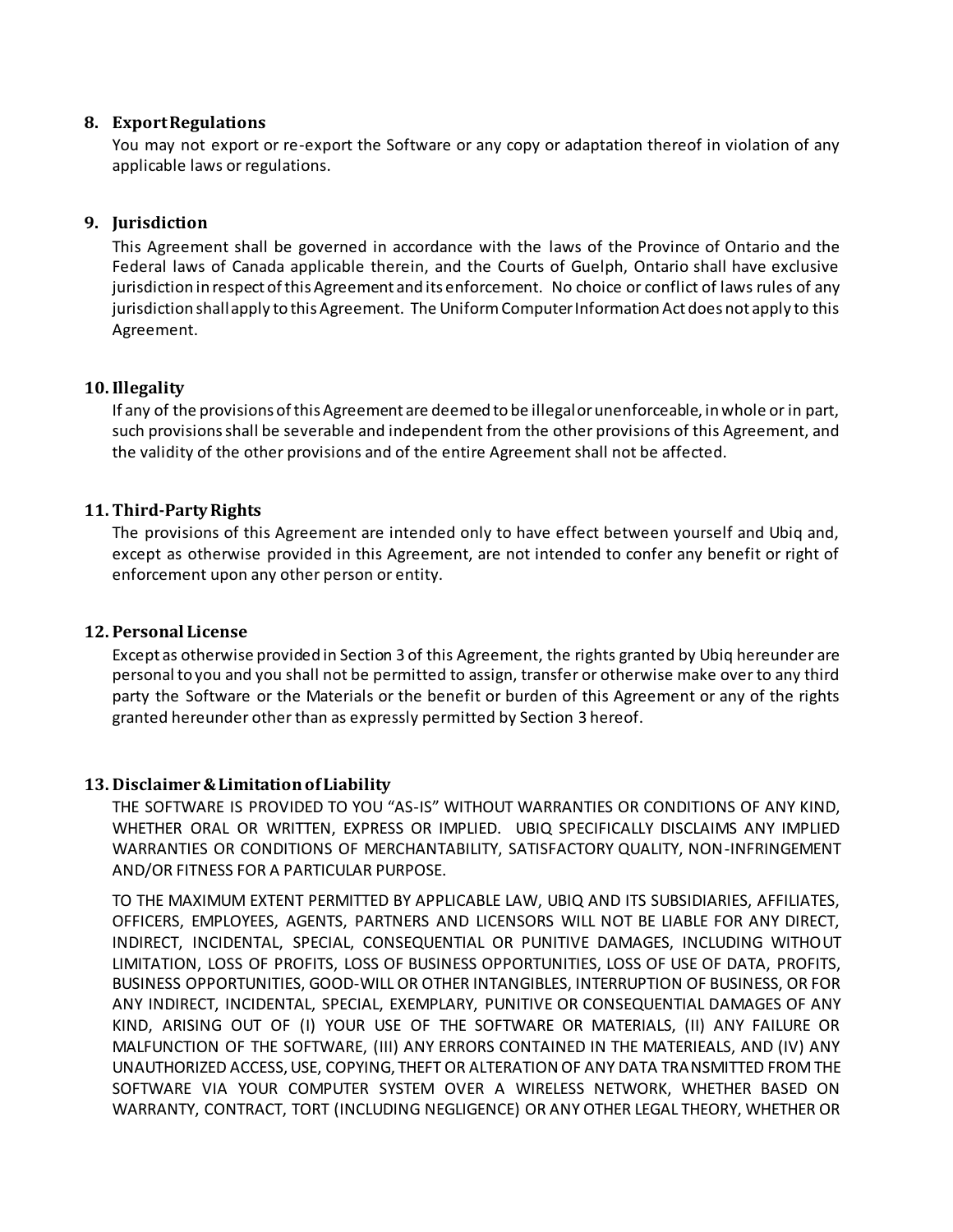## 8. Export Regulations

You may not export or re-export the Software or any copy or adaptation thereof in violation of any applicable laws or regulations.

## 9. Jurisdiction

This Agreement shall be governed in accordance with the laws of the Province of Ontario and the Federal laws of Canada applicable therein, and the Courts of Guelph, Ontario shall have exclusive jurisdiction in respect of this Agreement and its enforcement. No choice or conflict of laws rules of any jurisdiction shall apply to this Agreement. The Uniform Computer Information Act does not apply to this Agreement.

## 10. Illegality

If any of the provisions of this Agreement are deemed to be illegal or unenforceable, in whole or in part, such provisions shall be severable and independent from the other provisions of this Agreement, and the validity of the other provisions and of the entire Agreement shall not be affected.

## 11. Third-Party Rights

The provisions of this Agreement are intended only to have effect between yourself and Ubiq and, except as otherwise provided in this Agreement, are not intended to confer any benefit or right of enforcement upon any other person or entity.

## 12. Personal License

Except as otherwise provided in Section 3 of this Agreement, the rights granted by Ubiq hereunder are personal to you and you shall not be permitted to assign, transfer or otherwise make over to any third party the Software or the Materials or the benefit or burden of this Agreement or any of the rights granted hereunder other than as expressly permitted by Section 3 hereof.

## 13. Disclaimer & Limitation of Liability

THE SOFTWARE IS PROVIDED TO YOU "AS-IS" WITHOUT WARRANTIES OR CONDITIONS OF ANY KIND, WHETHER ORAL OR WRITTEN, EXPRESS OR IMPLIED. UBIQ SPECIFICALLY DISCLAIMS ANY IMPLIED WARRANTIES OR CONDITIONS OF MERCHANTABILITY, SATISFACTORY QUALITY, NON-INFRINGEMENT AND/OR FITNESS FOR A PARTICULAR PURPOSE.

TO THE MAXIMUM EXTENT PERMITTED BY APPLICABLE LAW, UBIQ AND ITS SUBSIDIARIES, AFFILIATES, OFFICERS, EMPLOYEES, AGENTS, PARTNERS AND LICENSORS WILL NOT BE LIABLE FOR ANY DIRECT, INDIRECT, INCIDENTAL, SPECIAL, CONSEQUENTIAL OR PUNITIVE DAMAGES, INCLUDING WITHOUT LIMITATION, LOSS OF PROFITS, LOSS OF BUSINESS OPPORTUNITIES, LOSS OF USE OF DATA, PROFITS, BUSINESS OPPORTUNITIES, GOOD-WILL OR OTHER INTANGIBLES, INTERRUPTION OF BUSINESS, OR FOR ANY INDIRECT, INCIDENTAL, SPECIAL, EXEMPLARY, PUNITIVE OR CONSEQUENTIAL DAMAGES OF ANY KIND, ARISING OUT OF (I) YOUR USE OF THE SOFTWARE OR MATERIALS, (II) ANY FAILURE OR MALFUNCTION OF THE SOFTWARE, (III) ANY ERRORS CONTAINED IN THE MATERIEALS, AND (IV) ANY UNAUTHORIZED ACCESS, USE, COPYING, THEFT OR ALTERATION OF ANY DATA TRANSMITTED FROM THE SOFTWARE VIA YOUR COMPUTER SYSTEM OVER A WIRELESS NETWORK, WHETHER BASED ON WARRANTY, CONTRACT, TORT (INCLUDING NEGLIGENCE) OR ANY OTHER LEGAL THEORY, WHETHER OR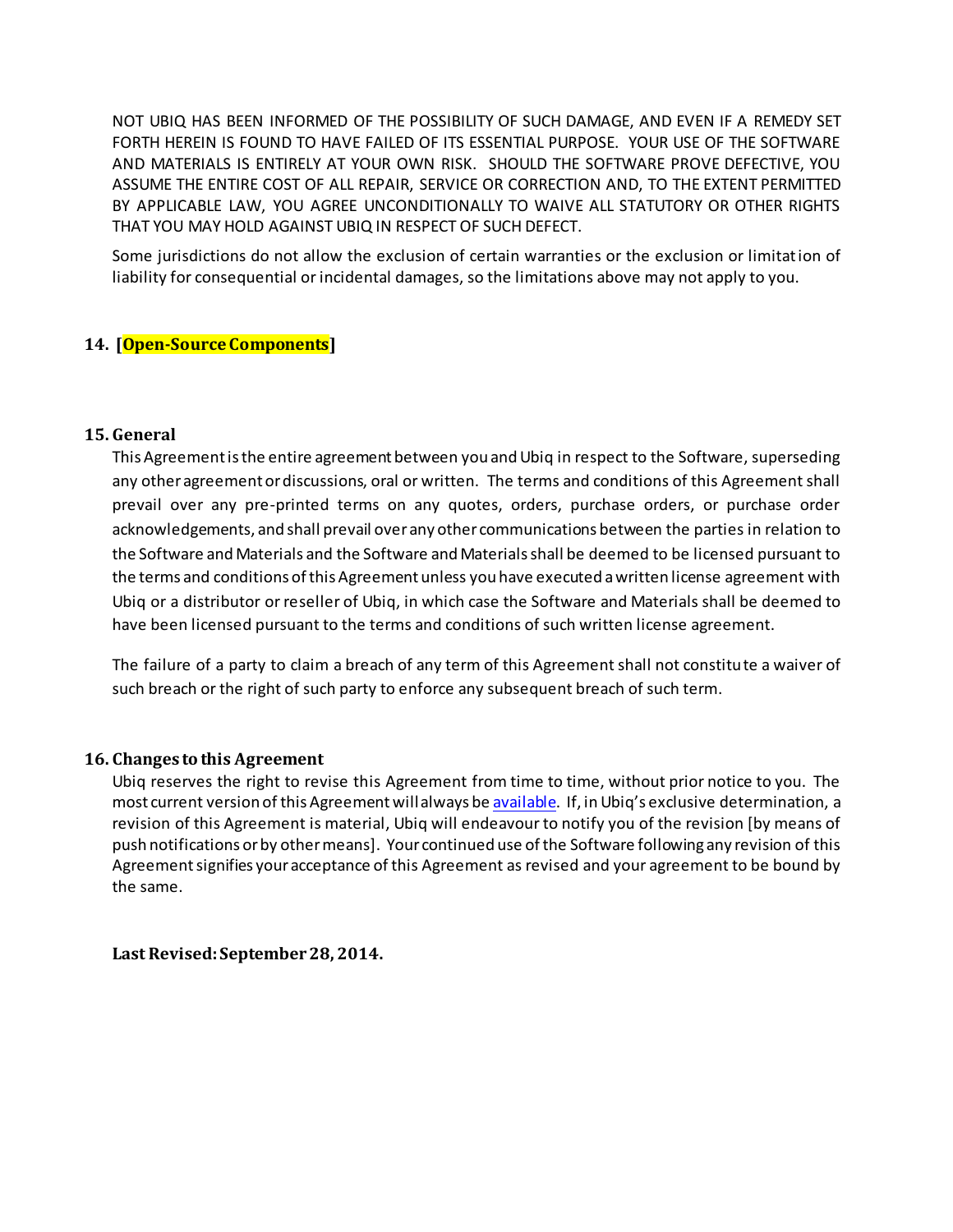NOT UBIQ HAS BEEN INFORMED OF THE POSSIBILITY OF SUCH DAMAGE, AND EVEN IF A REMEDY SET FORTH HEREIN IS FOUND TO HAVE FAILED OF ITS ESSENTIAL PURPOSE. YOUR USE OF THE SOFTWARE AND MATERIALS IS ENTIRELY AT YOUR OWN RISK. SHOULD THE SOFTWARE PROVE DEFECTIVE, YOU ASSUME THE ENTIRE COST OF ALL REPAIR, SERVICE OR CORRECTION AND, TO THE EXTENT PERMITTED BY APPLICABLE LAW, YOU AGREE UNCONDITIONALLY TO WAIVE ALL STATUTORY OR OTHER RIGHTS THAT YOU MAY HOLD AGAINST UBIQ IN RESPECT OF SUCH DEFECT.

Some jurisdictions do not allow the exclusion of certain warranties or the exclusion or limitation of liability for consequential or incidental damages, so the limitations above may not apply to you.

### 14. [Open-Source Components]

### 15. General

This Agreement is the entire agreement between you and Ubiq in respect to the Software, superseding any other agreement or discussions, oral or written. The terms and conditions of this Agreement shall prevail over any pre-printed terms on any quotes, orders, purchase orders, or purchase order acknowledgements, and shall prevail over any other communications between the parties in relation to the Software and Materials and the Software and Materials shall be deemed to be licensed pursuant to the terms and conditions of this Agreement unless you have executed a written license agreement with Ubiq or a distributor or reseller of Ubiq, in which case the Software and Materials shall be deemed to have been licensed pursuant to the terms and conditions of such written license agreement.

The failure of a party to claim a breach of any term of this Agreement shall not constitute a waiver of such breach or the right of such party to enforce any subsequent breach of such term.

### 16. Changes to this Agreement

Ubiq reserves the right to revise this Agreement from time to time, without prior notice to you. The most current version of this Agreement will always be available. If, in Ubiq's exclusive determination, a revision of this Agreement is material, Ubiq will endeavour to notify you of the revision [by means of push notifications or by other means]. Your continued use of the Software following any revision of this Agreement signifies your acceptance of this Agreement as revised and your agreement to be bound by the same.

**Last Revised: September 28, 2014.**